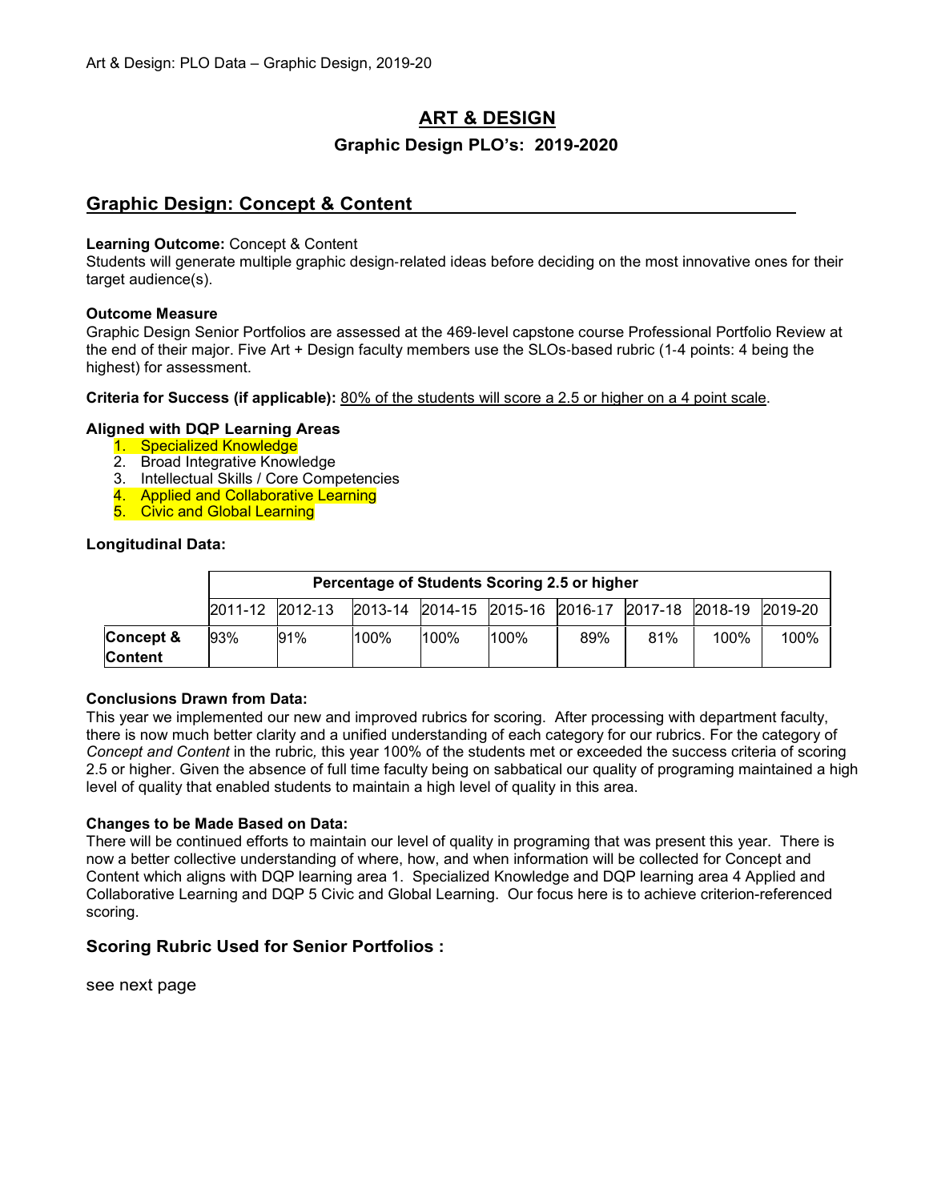Art & Design: PLO Data – Graphic Design, 2019-20

# ART & DESIGN

## Graphic Design PLO's: 2019-2020

## Graphic Design: Concept & Content

**Learning Outcome:** Concept & Content
Students will generate multiple graphic design-related ideas before deciding on the most innovative ones for their target audience(s).

**Outcome Measure**
Graphic Design Senior Portfolios are assessed at the 469-level capstone course Professional Portfolio Review at the end of their major. Five Art + Design faculty members use the SLOs-based rubric (1-4 points: 4 being the highest) for assessment.

**Criteria for Success (if applicable):** 80% of the students will score a 2.5 or higher on a 4 point scale.

**Aligned with DQP Learning Areas**

1. Specialized Knowledge
2. Broad Integrative Knowledge
3. Intellectual Skills / Core Competencies
4. Applied and Collaborative Learning
5. Civic and Global Learning

**Longitudinal Data:**

| | Percentage of Students Scoring 2.5 or higher | | | | | | | | |
|---|---|---|---|---|---|---|---|---|---|
| | 2011-12 | 2012-13 | 2013-14 | 2014-15 | 2015-16 | 2016-17 | 2017-18 | 2018-19 | 2019-20 |
| **Concept & Content** | 93% | 91% | 100% | 100% | 100% | 89% | 81% | 100% | 100% |

**Conclusions Drawn from Data:**
This year we implemented our new and improved rubrics for scoring. After processing with department faculty, there is now much better clarity and a unified understanding of each category for our rubrics. For the category of *Concept and Content* in the rubric, this year 100% of the students met or exceeded the success criteria of scoring 2.5 or higher. Given the absence of full time faculty being on sabbatical our quality of programing maintained a high level of quality that enabled students to maintain a high level of quality in this area.

**Changes to be Made Based on Data:**
There will be continued efforts to maintain our level of quality in programing that was present this year. There is now a better collective understanding of where, how, and when information will be collected for Concept and Content which aligns with DQP learning area 1. Specialized Knowledge and DQP learning area 4 Applied and Collaborative Learning and DQP 5 Civic and Global Learning. Our focus here is to achieve criterion-referenced scoring.

### Scoring Rubric Used for Senior Portfolios :

see next page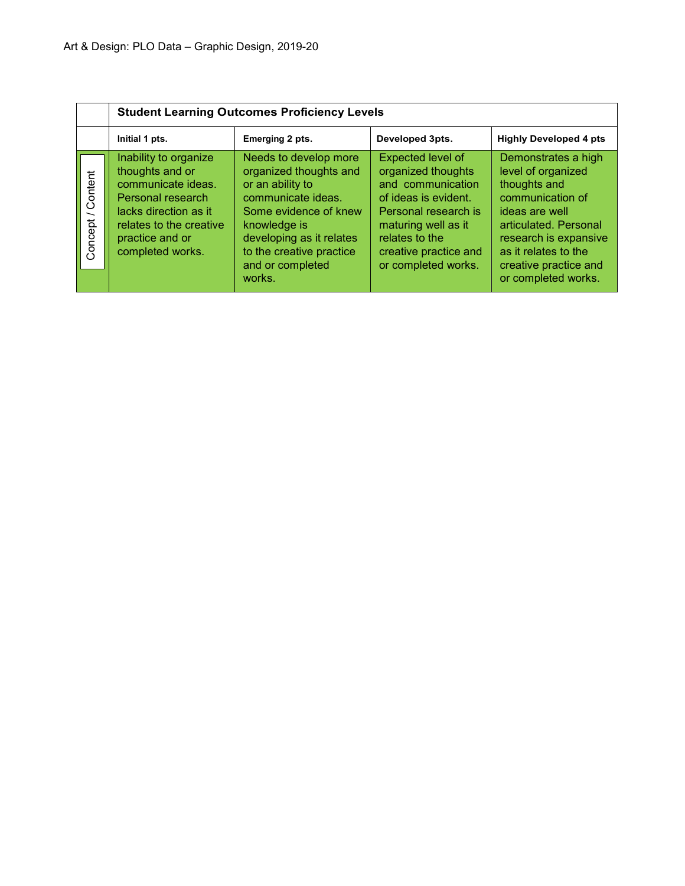Art & Design: PLO Data – Graphic Design, 2019-20

| | **Student Learning Outcomes Proficiency Levels** | | | |
|---|---|---|---|---|
| | **Initial 1 pts.** | **Emerging 2 pts.** | **Developed 3pts.** | **Highly Developed 4 pts** |
| Concept / Content | Inability to organize thoughts and or communicate ideas. Personal research lacks direction as it relates to the creative practice and or completed works. | Needs to develop more organized thoughts and or an ability to communicate ideas. Some evidence of knew knowledge is developing as it relates to the creative practice and or completed works. | Expected level of organized thoughts and communication of ideas is evident. Personal research is maturing well as it relates to the creative practice and or completed works. | Demonstrates a high level of organized thoughts and communication of ideas are well articulated. Personal research is expansive as it relates to the creative practice and or completed works. |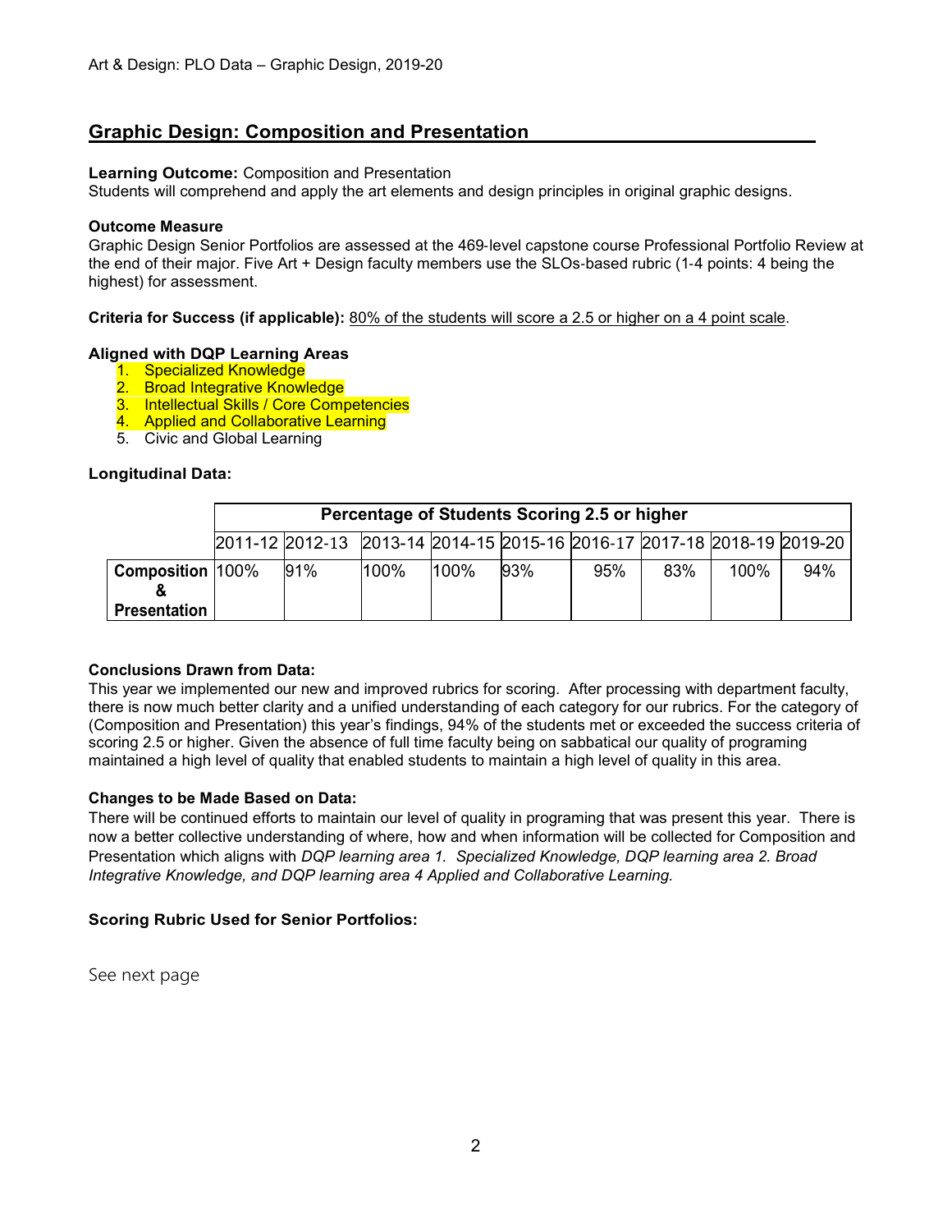## Graphic Design: Composition and Presentation

**Learning Outcome:** Composition and Presentation
Students will comprehend and apply the art elements and design principles in original graphic designs.

**Outcome Measure**
Graphic Design Senior Portfolios are assessed at the 469-level capstone course Professional Portfolio Review at the end of their major. Five Art + Design faculty members use the SLOs-based rubric (1-4 points: 4 being the highest) for assessment.

**Criteria for Success (if applicable):** 80% of the students will score a 2.5 or higher on a 4 point scale.

**Aligned with DQP Learning Areas**
1. Specialized Knowledge
2. Broad Integrative Knowledge
3. Intellectual Skills / Core Competencies
4. Applied and Collaborative Learning
5. Civic and Global Learning

**Longitudinal Data:**

| | Percentage of Students Scoring 2.5 or higher | | | | | | | | |
|---|---|---|---|---|---|---|---|---|---|
| | 2011-12 | 2012-13 | 2013-14 | 2014-15 | 2015-16 | 2016-17 | 2017-18 | 2018-19 | 2019-20 |
| **Composition & Presentation** | 100% | 91% | 100% | 100% | 93% | 95% | 83% | 100% | 94% |

**Conclusions Drawn from Data:**
This year we implemented our new and improved rubrics for scoring. After processing with department faculty, there is now much better clarity and a unified understanding of each category for our rubrics. For the category of (Composition and Presentation) this year's findings, 94% of the students met or exceeded the success criteria of scoring 2.5 or higher. Given the absence of full time faculty being on sabbatical our quality of programing maintained a high level of quality that enabled students to maintain a high level of quality in this area.

**Changes to be Made Based on Data:**
There will be continued efforts to maintain our level of quality in programing that was present this year. There is now a better collective understanding of where, how and when information will be collected for Composition and Presentation which aligns with *DQP learning area 1. Specialized Knowledge, DQP learning area 2. Broad Integrative Knowledge, and DQP learning area 4 Applied and Collaborative Learning.*

**Scoring Rubric Used for Senior Portfolios:**

See next page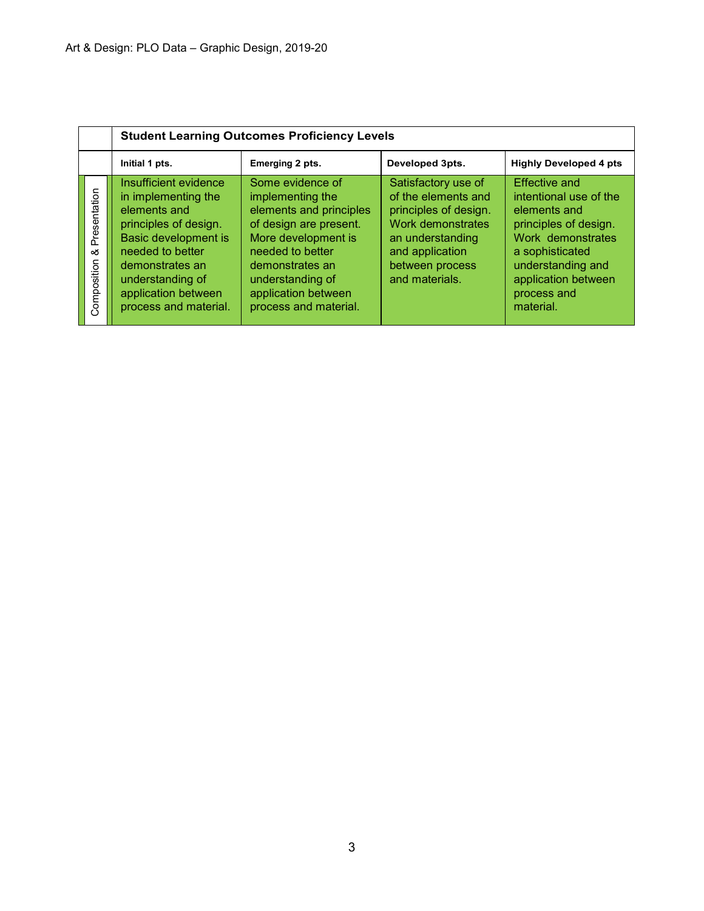| | Student Learning Outcomes Proficiency Levels | | | |
|---|---|---|---|---|
| | **Initial 1 pts.** | **Emerging 2 pts.** | **Developed 3pts.** | **Highly Developed 4 pts** |
| Composition & Presentation | Insufficient evidence in implementing the elements and principles of design. Basic development is needed to better demonstrates an understanding of application between process and material. | Some evidence of implementing the elements and principles of design are present. More development is needed to better demonstrates an understanding of application between process and material. | Satisfactory use of of the elements and principles of design. Work demonstrates an understanding and application between process and materials. | Effective and intentional use of the elements and principles of design. Work demonstrates a sophisticated understanding and application between process and material. |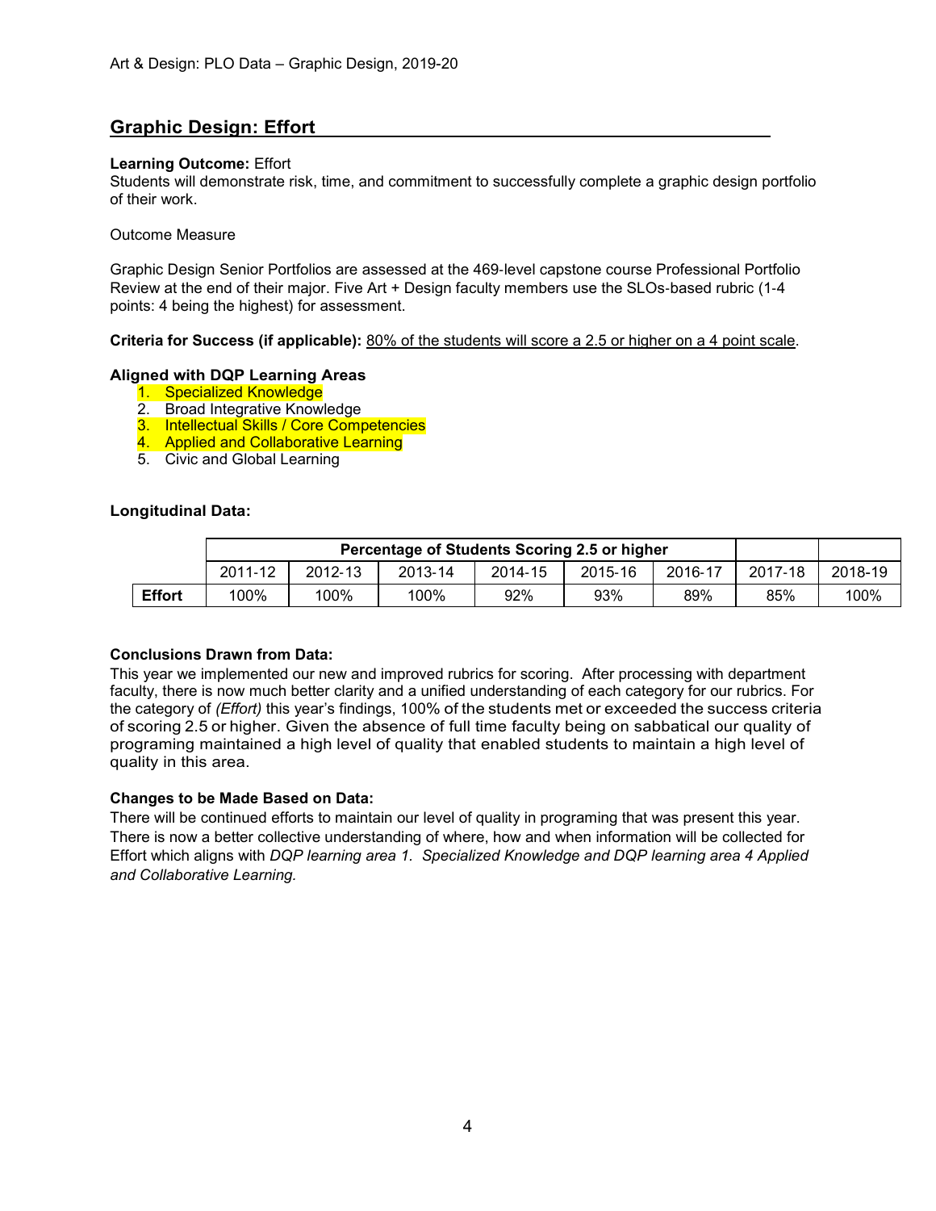## Graphic Design: Effort

**Learning Outcome:** Effort
Students will demonstrate risk, time, and commitment to successfully complete a graphic design portfolio of their work.

Outcome Measure

Graphic Design Senior Portfolios are assessed at the 469-level capstone course Professional Portfolio Review at the end of their major. Five Art + Design faculty members use the SLOs-based rubric (1-4 points: 4 being the highest) for assessment.

**Criteria for Success (if applicable):** 80% of the students will score a 2.5 or higher on a 4 point scale.

**Aligned with DQP Learning Areas**

1. Specialized Knowledge
2. Broad Integrative Knowledge
3. Intellectual Skills / Core Competencies
4. Applied and Collaborative Learning
5. Civic and Global Learning

**Longitudinal Data:**

| | Percentage of Students Scoring 2.5 or higher | | | | | | | |
|---|---|---|---|---|---|---|---|---|
| | 2011-12 | 2012-13 | 2013-14 | 2014-15 | 2015-16 | 2016-17 | 2017-18 | 2018-19 |
| **Effort** | 100% | 100% | 100% | 92% | 93% | 89% | 85% | 100% |

**Conclusions Drawn from Data:**
This year we implemented our new and improved rubrics for scoring. After processing with department faculty, there is now much better clarity and a unified understanding of each category for our rubrics. For the category of *(Effort)* this year's findings, 100% of the students met or exceeded the success criteria of scoring 2.5 or higher. Given the absence of full time faculty being on sabbatical our quality of programing maintained a high level of quality that enabled students to maintain a high level of quality in this area.

**Changes to be Made Based on Data:**
There will be continued efforts to maintain our level of quality in programing that was present this year. There is now a better collective understanding of where, how and when information will be collected for Effort which aligns with *DQP learning area 1. Specialized Knowledge and DQP learning area 4 Applied and Collaborative Learning.*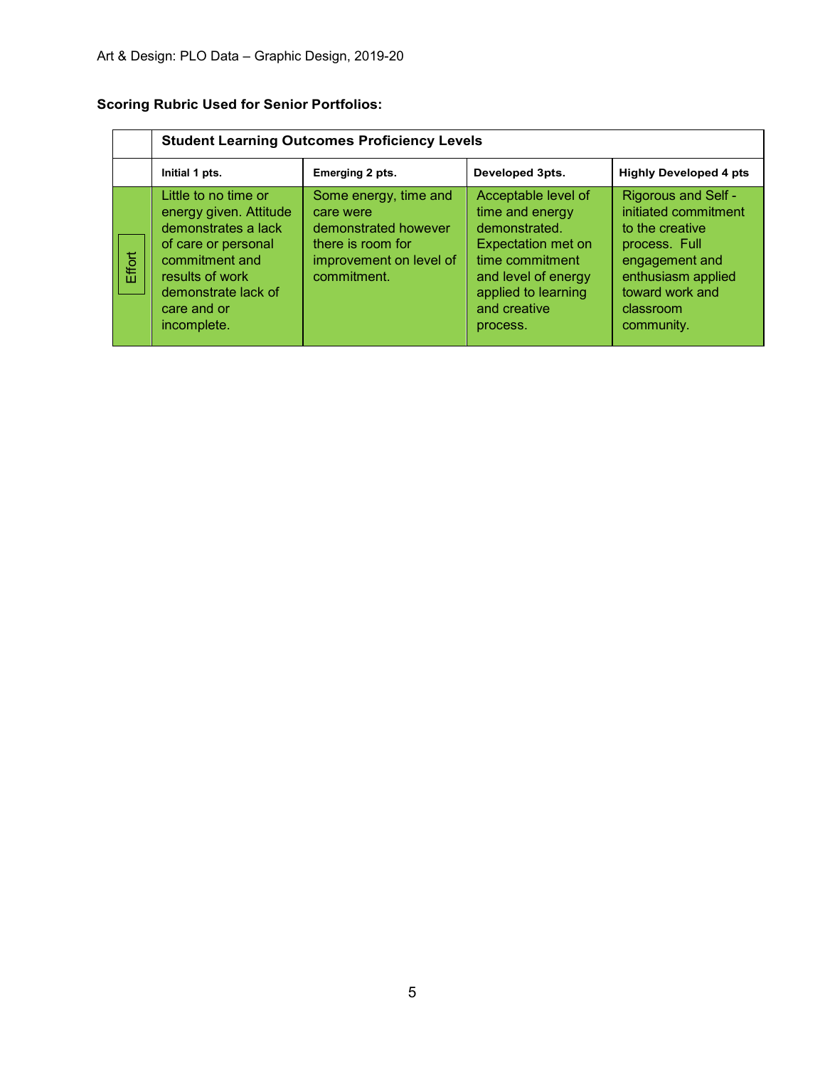**Scoring Rubric Used for Senior Portfolios:**

| | Student Learning Outcomes Proficiency Levels | | | |
|---|---|---|---|---|
| | **Initial 1 pts.** | **Emerging 2 pts.** | **Developed 3pts.** | **Highly Developed 4 pts** |
| Effort | Little to no time or energy given. Attitude demonstrates a lack of care or personal commitment and results of work demonstrate lack of care and or incomplete. | Some energy, time and care were demonstrated however there is room for improvement on level of commitment. | Acceptable level of time and energy demonstrated. Expectation met on time commitment and level of energy applied to learning and creative process. | Rigorous and Self - initiated commitment to the creative process. Full engagement and enthusiasm applied toward work and classroom community. |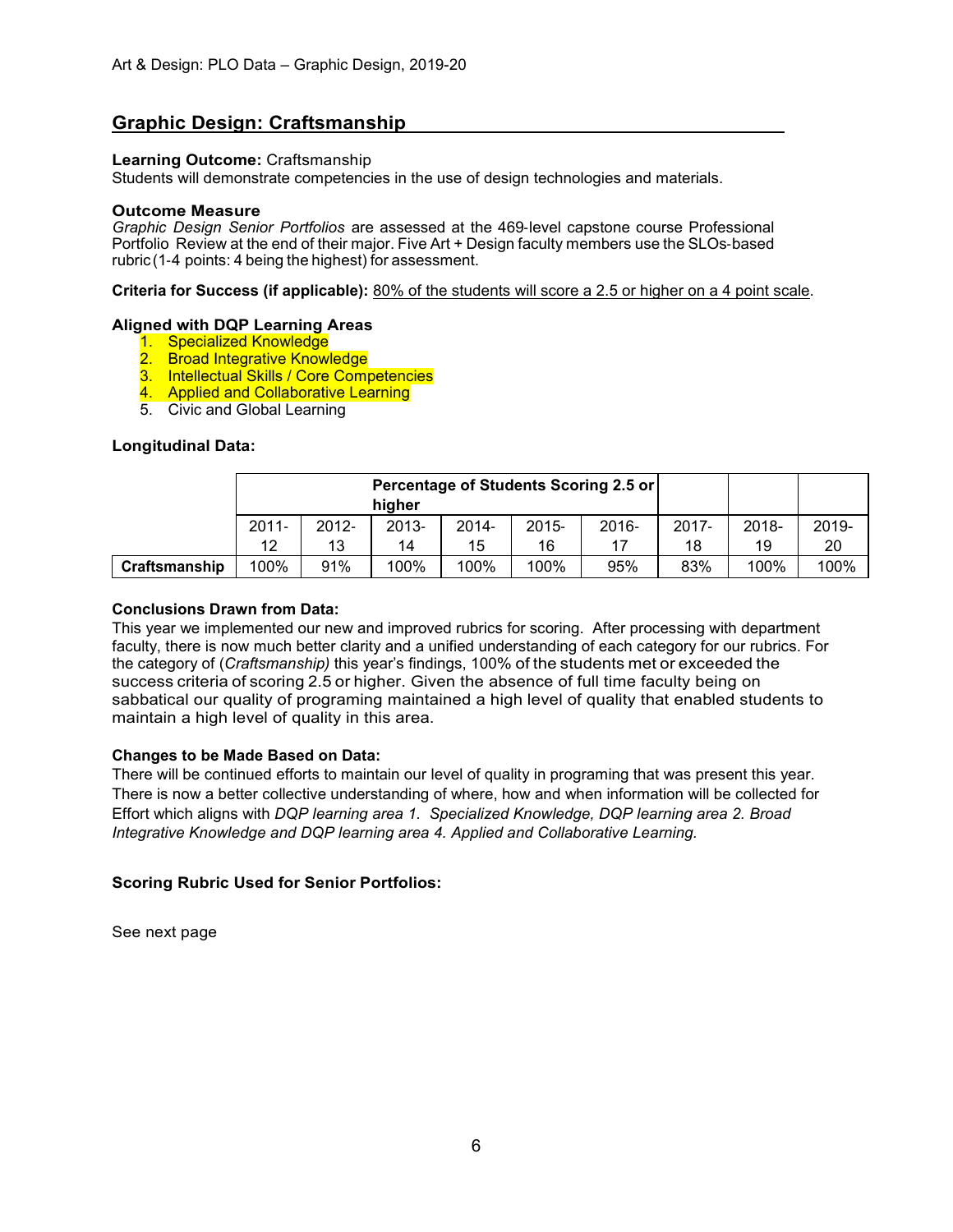Art & Design: PLO Data – Graphic Design, 2019-20

## Graphic Design: Craftsmanship

**Learning Outcome:** Craftsmanship
Students will demonstrate competencies in the use of design technologies and materials.

**Outcome Measure**
*Graphic Design Senior Portfolios* are assessed at the 469-level capstone course Professional Portfolio Review at the end of their major. Five Art + Design faculty members use the SLOs-based rubric (1-4 points: 4 being the highest) for assessment.

**Criteria for Success (if applicable):** 80% of the students will score a 2.5 or higher on a 4 point scale.

**Aligned with DQP Learning Areas**

1. Specialized Knowledge
2. Broad Integrative Knowledge
3. Intellectual Skills / Core Competencies
4. Applied and Collaborative Learning
5. Civic and Global Learning

**Longitudinal Data:**

| | Percentage of Students Scoring 2.5 or higher | | | | | | | | |
|---|---|---|---|---|---|---|---|---|---|
| | 2011-12 | 2012-13 | 2013-14 | 2014-15 | 2015-16 | 2016-17 | 2017-18 | 2018-19 | 2019-20 |
| **Craftsmanship** | 100% | 91% | 100% | 100% | 100% | 95% | 83% | 100% | 100% |

**Conclusions Drawn from Data:**
This year we implemented our new and improved rubrics for scoring. After processing with department faculty, there is now much better clarity and a unified understanding of each category for our rubrics. For the category of (*Craftsmanship)* this year's findings, 100% of the students met or exceeded the success criteria of scoring 2.5 or higher. Given the absence of full time faculty being on sabbatical our quality of programing maintained a high level of quality that enabled students to maintain a high level of quality in this area.

**Changes to be Made Based on Data:**
There will be continued efforts to maintain our level of quality in programing that was present this year. There is now a better collective understanding of where, how and when information will be collected for Effort which aligns with *DQP learning area 1. Specialized Knowledge, DQP learning area 2. Broad Integrative Knowledge and DQP learning area 4. Applied and Collaborative Learning.*

**Scoring Rubric Used for Senior Portfolios:**

See next page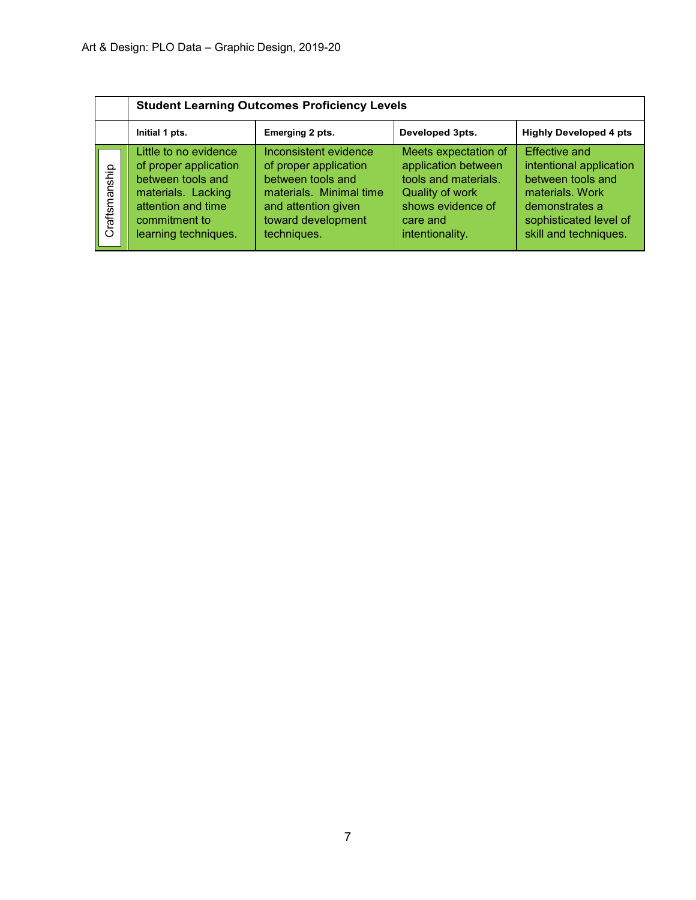| | Student Learning Outcomes Proficiency Levels | | | |
|---|---|---|---|---|
| | **Initial 1 pts.** | **Emerging 2 pts.** | **Developed 3pts.** | **Highly Developed 4 pts** |
| Craftsmanship | Little to no evidence of proper application between tools and materials. Lacking attention and time commitment to learning techniques. | Inconsistent evidence of proper application between tools and materials. Minimal time and attention given toward development techniques. | Meets expectation of application between tools and materials. Quality of work shows evidence of care and intentionality. | Effective and intentional application between tools and materials. Work demonstrates a sophisticated level of skill and techniques. |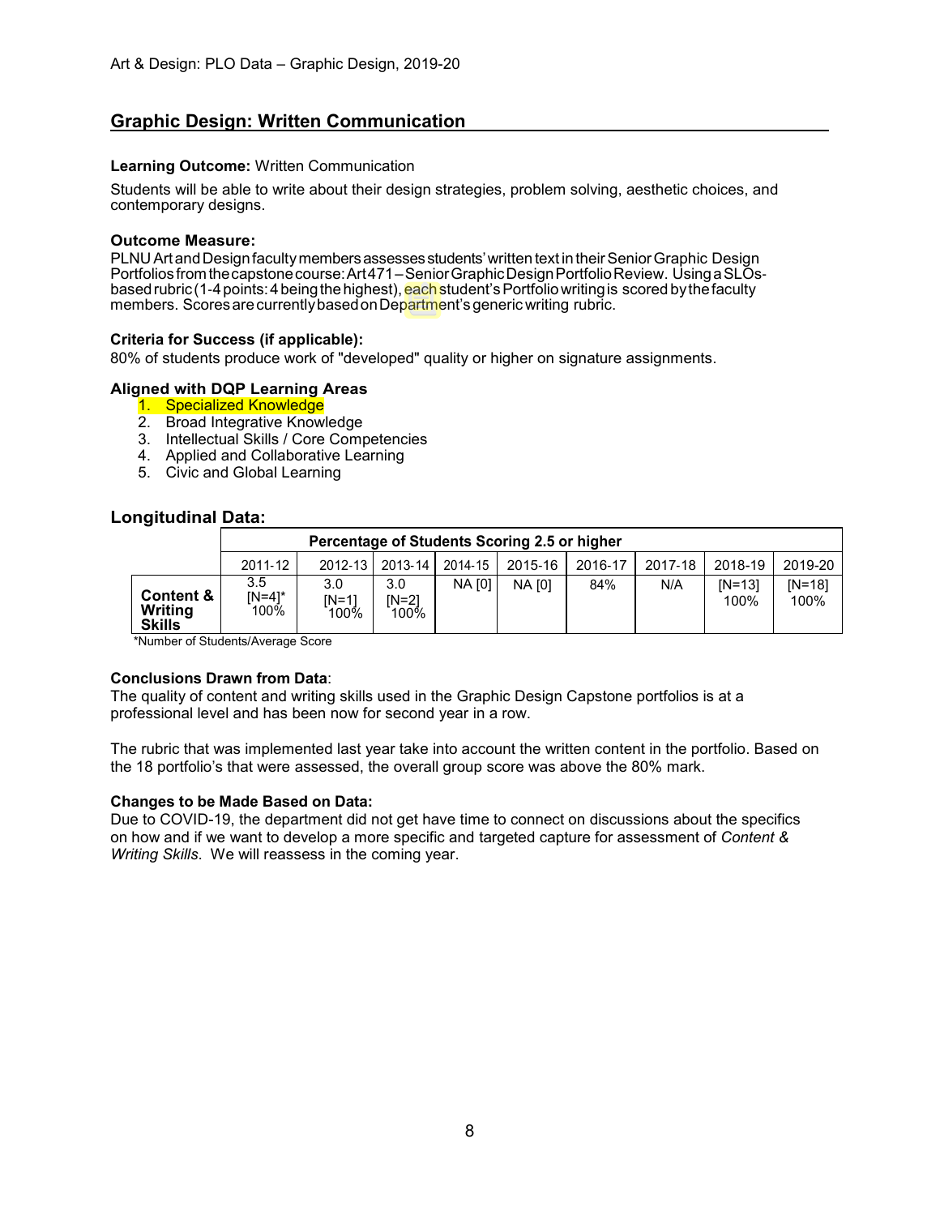## Graphic Design: Written Communication

**Learning Outcome:** Written Communication

Students will be able to write about their design strategies, problem solving, aesthetic choices, and contemporary designs.

**Outcome Measure:**
PLNU Art and Design faculty members assesses students' written text in their Senior Graphic Design Portfolios from the capstone course: Art471 – Senior Graphic Design Portfolio Review. Using a SLOs-based rubric (1-4 points: 4 being the highest), each student's Portfolio writing is scored by the faculty members. Scores are currently based on Department's generic writing rubric.

**Criteria for Success (if applicable):**
80% of students produce work of "developed" quality or higher on signature assignments.

**Aligned with DQP Learning Areas**
1. Specialized Knowledge
2. Broad Integrative Knowledge
3. Intellectual Skills / Core Competencies
4. Applied and Collaborative Learning
5. Civic and Global Learning

### Longitudinal Data:

| | Percentage of Students Scoring 2.5 or higher | | | | | | | | |
|---|---|---|---|---|---|---|---|---|---|
| | 2011-12 | 2012-13 | 2013-14 | 2014-15 | 2015-16 | 2016-17 | 2017-18 | 2018-19 | 2019-20 |
| **Content & Writing Skills** | 3.5 [N=4]* 100% | 3.0 [N=1] 100% | 3.0 [N=2] 100% | NA [0] | NA [0] | 84% | N/A | [N=13] 100% | [N=18] 100% |

*Number of Students/Average Score

**Conclusions Drawn from Data**:
The quality of content and writing skills used in the Graphic Design Capstone portfolios is at a professional level and has been now for second year in a row.

The rubric that was implemented last year take into account the written content in the portfolio. Based on the 18 portfolio's that were assessed, the overall group score was above the 80% mark.

**Changes to be Made Based on Data:**
Due to COVID-19, the department did not get have time to connect on discussions about the specifics on how and if we want to develop a more specific and targeted capture for assessment of *Content & Writing Skills*. We will reassess in the coming year.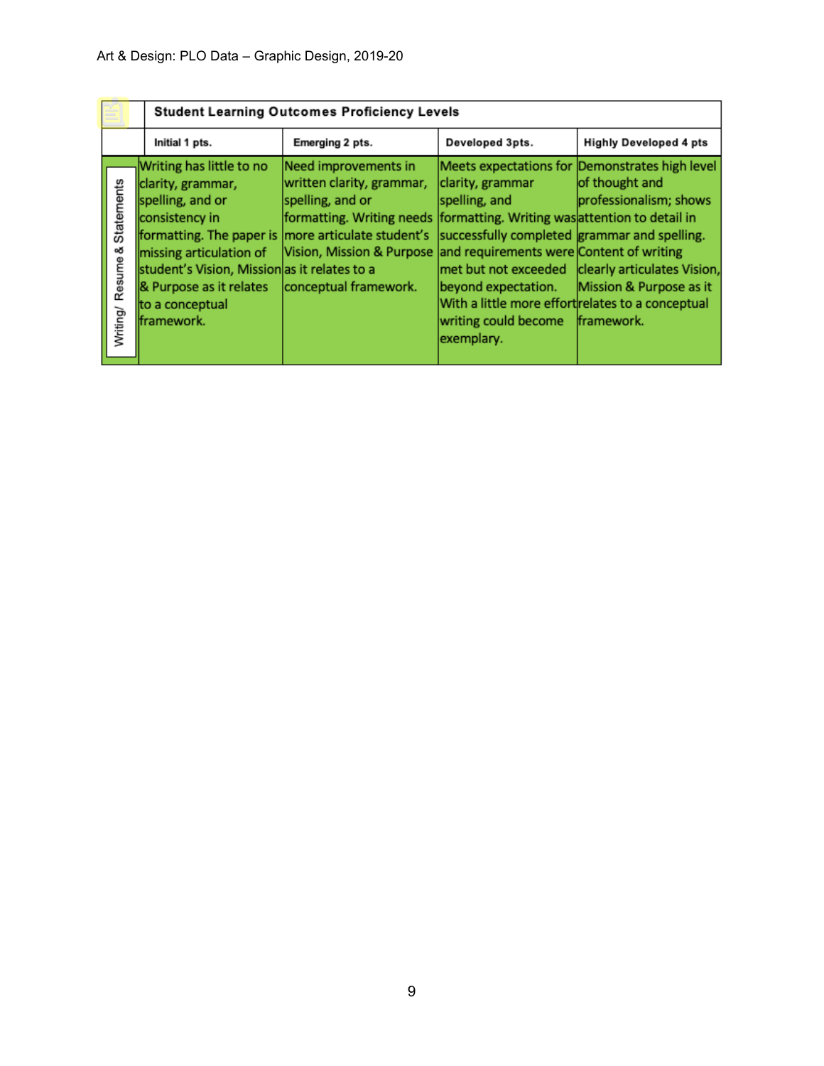| | Student Learning Outcomes Proficiency Levels | | | |
|---|---|---|---|---|
| | **Initial 1 pts.** | **Emerging 2 pts.** | **Developed 3pts.** | **Highly Developed 4 pts** |
| Writing/ Resume & Statements | Writing has little to no clarity, grammar, spelling, and or consistency in formatting. The paper is missing articulation of student's Vision, Mission & Purpose as it relates to a conceptual framework. | Need improvements in written clarity, grammar, spelling, and or formatting. Writing needs more articulate student's Vision, Mission & Purpose as it relates to a conceptual framework. | Meets expectations for clarity, grammar spelling, and formatting. Writing was successfully completed and requirements were met but not exceeded beyond expectation. With a little more effort writing could become exemplary. | Demonstrates high level of thought and professionalism; shows attention to detail in grammar and spelling. Content of writing clearly articulates Vision, Mission & Purpose as it relates to a conceptual framework. |